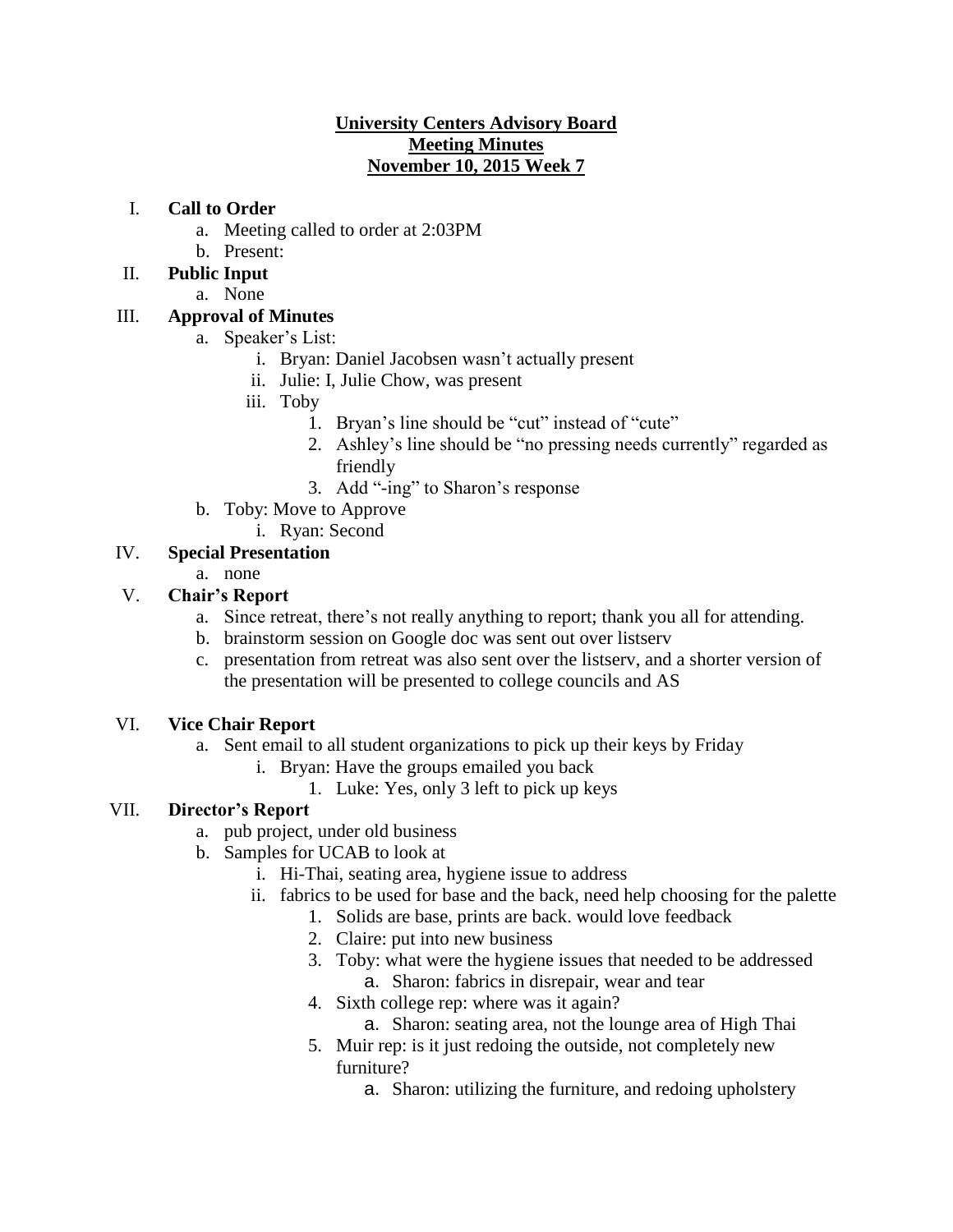**University Centers Advisory Board**
**Meeting Minutes**
**November 10, 2015 Week 7**

I. **Call to Order**
   a. Meeting called to order at 2:03PM
   b. Present:

II. **Public Input**
   a. None

III. **Approval of Minutes**
   a. Speaker's List:
      i. Bryan: Daniel Jacobsen wasn't actually present
      ii. Julie: I, Julie Chow, was present
      iii. Toby
         1. Bryan's line should be "cut" instead of "cute"
         2. Ashley's line should be "no pressing needs currently" regarded as friendly
         3. Add "-ing" to Sharon's response
   b. Toby: Move to Approve
      i. Ryan: Second

IV. **Special Presentation**
   a. none

V. **Chair's Report**
   a. Since retreat, there's not really anything to report; thank you all for attending.
   b. brainstorm session on Google doc was sent out over listserv
   c. presentation from retreat was also sent over the listserv, and a shorter version of the presentation will be presented to college councils and AS

VI. **Vice Chair Report**
   a. Sent email to all student organizations to pick up their keys by Friday
      i. Bryan: Have the groups emailed you back
         1. Luke: Yes, only 3 left to pick up keys

VII. **Director's Report**
   a. pub project, under old business
   b. Samples for UCAB to look at
      i. Hi-Thai, seating area, hygiene issue to address
      ii. fabrics to be used for base and the back, need help choosing for the palette
         1. Solids are base, prints are back. would love feedback
         2. Claire: put into new business
         3. Toby: what were the hygiene issues that needed to be addressed
            a. Sharon: fabrics in disrepair, wear and tear
         4. Sixth college rep: where was it again?
            a. Sharon: seating area, not the lounge area of High Thai
         5. Muir rep: is it just redoing the outside, not completely new furniture?
            a. Sharon: utilizing the furniture, and redoing upholstery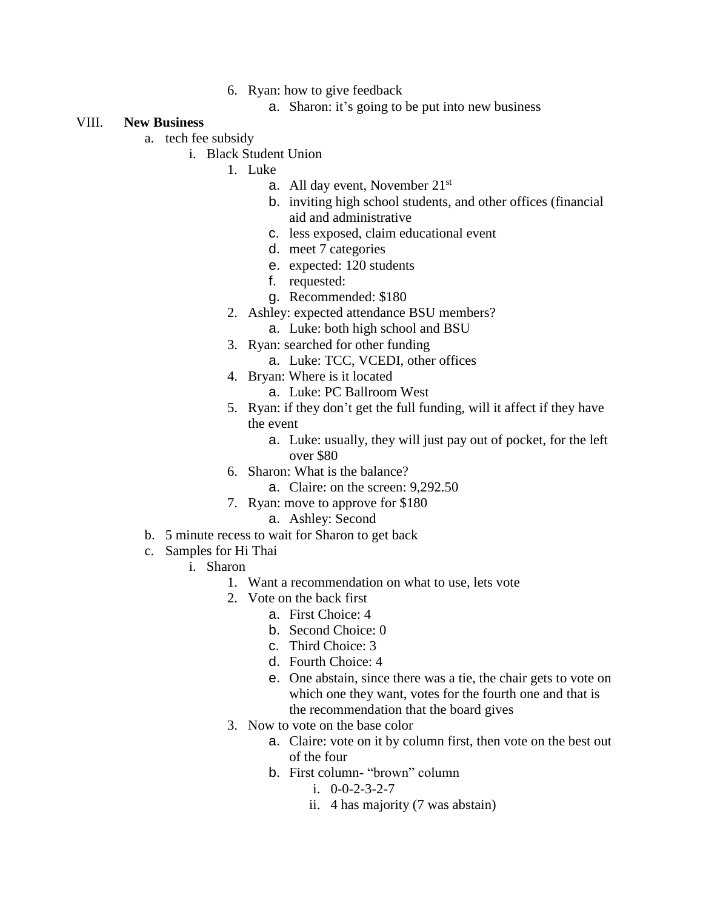6. Ryan: how to give feedback
    a. Sharon: it's going to be put into new business

VIII. **New Business**

a. tech fee subsidy
    i. Black Student Union
        1. Luke
            a. All day event, November 21st
            b. inviting high school students, and other offices (financial aid and administrative
            c. less exposed, claim educational event
            d. meet 7 categories
            e. expected: 120 students
            f. requested:
            g. Recommended: $180
        2. Ashley: expected attendance BSU members?
            a. Luke: both high school and BSU
        3. Ryan: searched for other funding
            a. Luke: TCC, VCEDI, other offices
        4. Bryan: Where is it located
            a. Luke: PC Ballroom West
        5. Ryan: if they don't get the full funding, will it affect if they have the event
            a. Luke: usually, they will just pay out of pocket, for the left over $80
        6. Sharon: What is the balance?
            a. Claire: on the screen: 9,292.50
        7. Ryan: move to approve for $180
            a. Ashley: Second

b. 5 minute recess to wait for Sharon to get back

c. Samples for Hi Thai
    i. Sharon
        1. Want a recommendation on what to use, lets vote
        2. Vote on the back first
            a. First Choice: 4
            b. Second Choice: 0
            c. Third Choice: 3
            d. Fourth Choice: 4
            e. One abstain, since there was a tie, the chair gets to vote on which one they want, votes for the fourth one and that is the recommendation that the board gives
        3. Now to vote on the base color
            a. Claire: vote on it by column first, then vote on the best out of the four
            b. First column- "brown" column
                i. 0-0-2-3-2-7
                ii. 4 has majority (7 was abstain)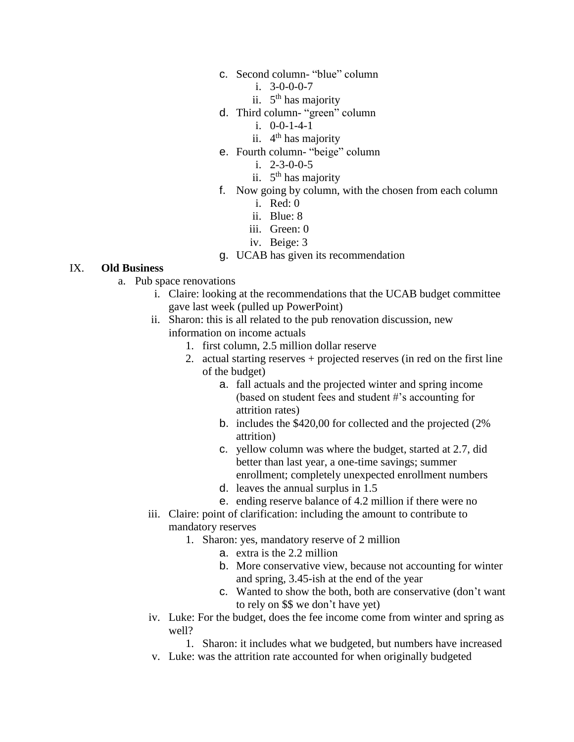c. Second column- "blue" column
   i. 3-0-0-0-7
   ii. 5th has majority
d. Third column- "green" column
   i. 0-0-1-4-1
   ii. 4th has majority
e. Fourth column- "beige" column
   i. 2-3-0-0-5
   ii. 5th has majority
f. Now going by column, with the chosen from each column
   i. Red: 0
   ii. Blue: 8
   iii. Green: 0
   iv. Beige: 3
g. UCAB has given its recommendation

IX. **Old Business**

a. Pub space renovations
   i. Claire: looking at the recommendations that the UCAB budget committee gave last week (pulled up PowerPoint)
   ii. Sharon: this is all related to the pub renovation discussion, new information on income actuals
      1. first column, 2.5 million dollar reserve
      2. actual starting reserves + projected reserves (in red on the first line of the budget)
         a. fall actuals and the projected winter and spring income (based on student fees and student #'s accounting for attrition rates)
         b. includes the $420,00 for collected and the projected (2% attrition)
         c. yellow column was where the budget, started at 2.7, did better than last year, a one-time savings; summer enrollment; completely unexpected enrollment numbers
         d. leaves the annual surplus in 1.5
         e. ending reserve balance of 4.2 million if there were no
   iii. Claire: point of clarification: including the amount to contribute to mandatory reserves
      1. Sharon: yes, mandatory reserve of 2 million
         a. extra is the 2.2 million
         b. More conservative view, because not accounting for winter and spring, 3.45-ish at the end of the year
         c. Wanted to show the both, both are conservative (don't want to rely on $$ we don't have yet)
   iv. Luke: For the budget, does the fee income come from winter and spring as well?
      1. Sharon: it includes what we budgeted, but numbers have increased
   v. Luke: was the attrition rate accounted for when originally budgeted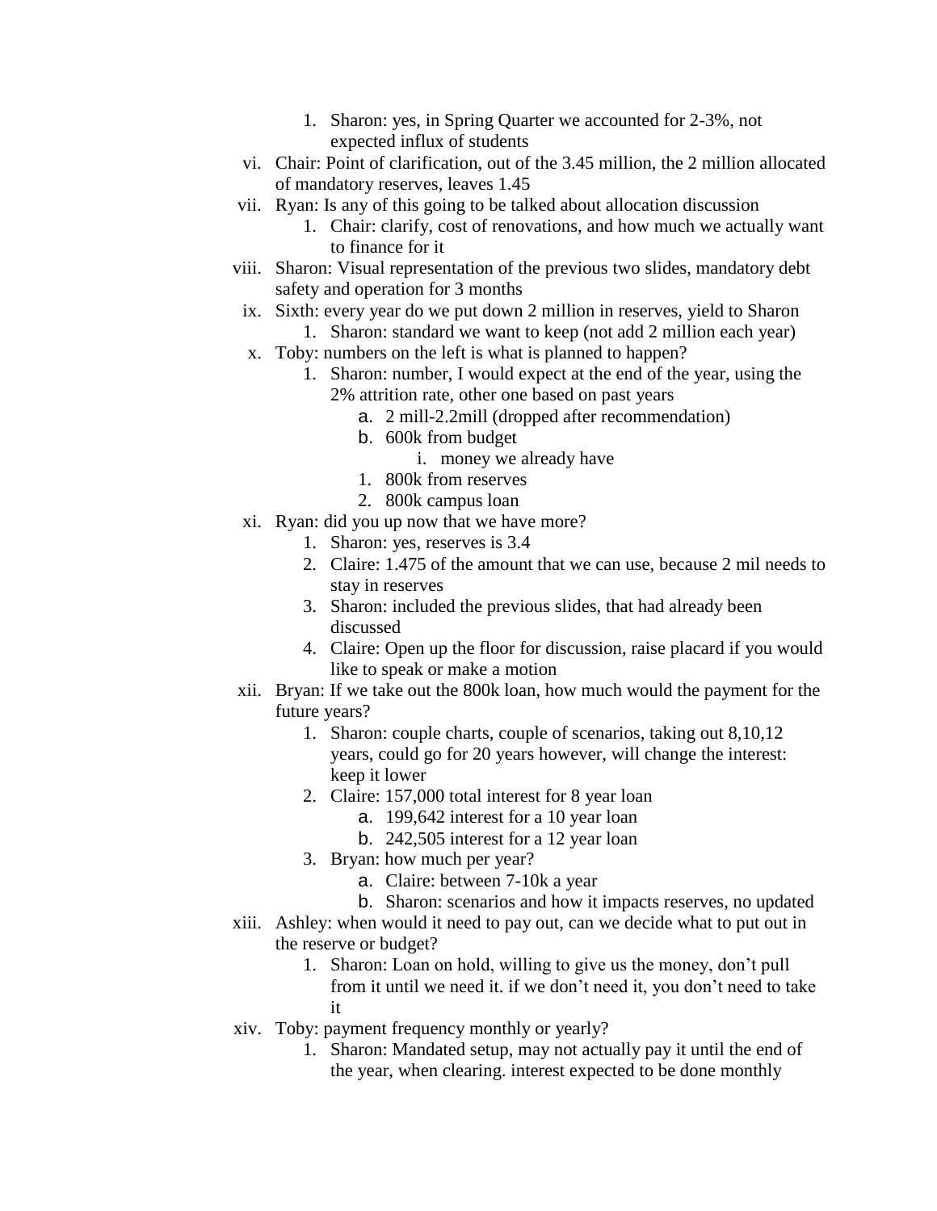1. Sharon: yes, in Spring Quarter we accounted for 2-3%, not expected influx of students

vi. Chair: Point of clarification, out of the 3.45 million, the 2 million allocated of mandatory reserves, leaves 1.45

vii. Ryan: Is any of this going to be talked about allocation discussion
   1. Chair: clarify, cost of renovations, and how much we actually want to finance for it

viii. Sharon: Visual representation of the previous two slides, mandatory debt safety and operation for 3 months

ix. Sixth: every year do we put down 2 million in reserves, yield to Sharon
   1. Sharon: standard we want to keep (not add 2 million each year)

x. Toby: numbers on the left is what is planned to happen?
   1. Sharon: number, I would expect at the end of the year, using the 2% attrition rate, other one based on past years
      a. 2 mill-2.2mill (dropped after recommendation)
      b. 600k from budget
         i. money we already have
      1. 800k from reserves
      2. 800k campus loan

xi. Ryan: did you up now that we have more?
   1. Sharon: yes, reserves is 3.4
   2. Claire: 1.475 of the amount that we can use, because 2 mil needs to stay in reserves
   3. Sharon: included the previous slides, that had already been discussed
   4. Claire: Open up the floor for discussion, raise placard if you would like to speak or make a motion

xii. Bryan: If we take out the 800k loan, how much would the payment for the future years?
   1. Sharon: couple charts, couple of scenarios, taking out 8,10,12 years, could go for 20 years however, will change the interest: keep it lower
   2. Claire: 157,000 total interest for 8 year loan
      a. 199,642 interest for a 10 year loan
      b. 242,505 interest for a 12 year loan
   3. Bryan: how much per year?
      a. Claire: between 7-10k a year
      b. Sharon: scenarios and how it impacts reserves, no updated

xiii. Ashley: when would it need to pay out, can we decide what to put out in the reserve or budget?
   1. Sharon: Loan on hold, willing to give us the money, don't pull from it until we need it. if we don't need it, you don't need to take it

xiv. Toby: payment frequency monthly or yearly?
   1. Sharon: Mandated setup, may not actually pay it until the end of the year, when clearing. interest expected to be done monthly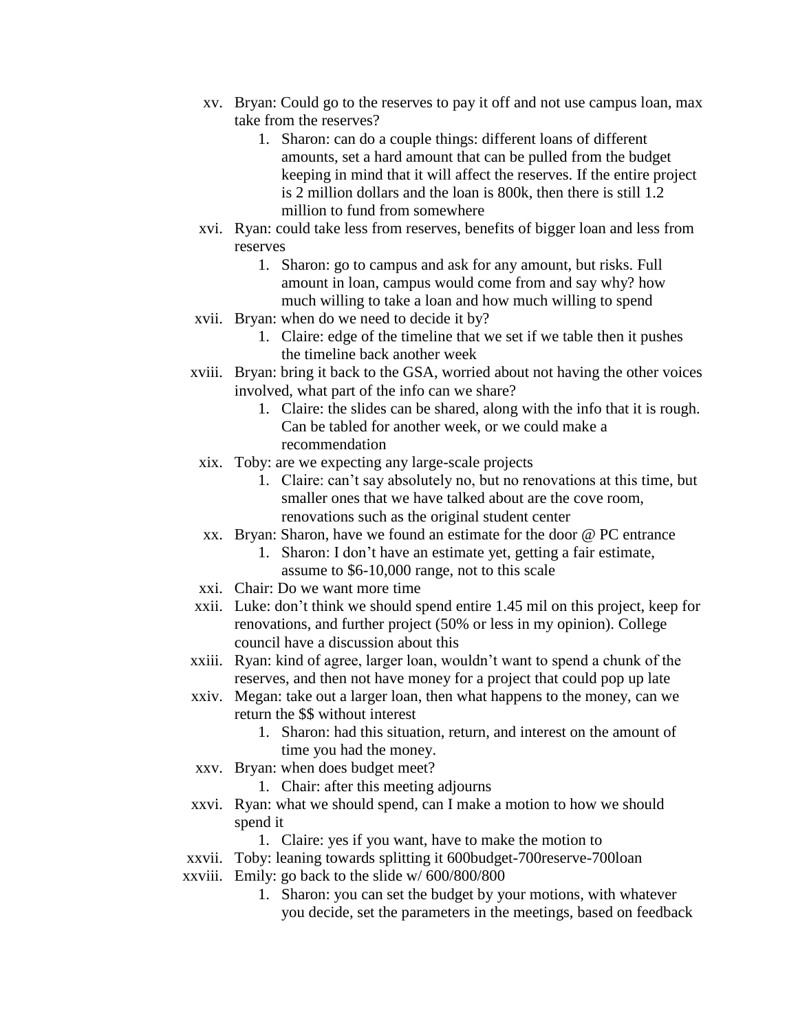xv. Bryan: Could go to the reserves to pay it off and not use campus loan, max take from the reserves?
   1. Sharon: can do a couple things: different loans of different amounts, set a hard amount that can be pulled from the budget keeping in mind that it will affect the reserves. If the entire project is 2 million dollars and the loan is 800k, then there is still 1.2 million to fund from somewhere

xvi. Ryan: could take less from reserves, benefits of bigger loan and less from reserves
   1. Sharon: go to campus and ask for any amount, but risks. Full amount in loan, campus would come from and say why? how much willing to take a loan and how much willing to spend

xvii. Bryan: when do we need to decide it by?
   1. Claire: edge of the timeline that we set if we table then it pushes the timeline back another week

xviii. Bryan: bring it back to the GSA, worried about not having the other voices involved, what part of the info can we share?
   1. Claire: the slides can be shared, along with the info that it is rough. Can be tabled for another week, or we could make a recommendation

xix. Toby: are we expecting any large-scale projects
   1. Claire: can't say absolutely no, but no renovations at this time, but smaller ones that we have talked about are the cove room, renovations such as the original student center

xx. Bryan: Sharon, have we found an estimate for the door @ PC entrance
   1. Sharon: I don't have an estimate yet, getting a fair estimate, assume to $6-10,000 range, not to this scale

xxi. Chair: Do we want more time

xxii. Luke: don't think we should spend entire 1.45 mil on this project, keep for renovations, and further project (50% or less in my opinion). College council have a discussion about this

xxiii. Ryan: kind of agree, larger loan, wouldn't want to spend a chunk of the reserves, and then not have money for a project that could pop up late

xxiv. Megan: take out a larger loan, then what happens to the money, can we return the $$ without interest
   1. Sharon: had this situation, return, and interest on the amount of time you had the money.

xxv. Bryan: when does budget meet?
   1. Chair: after this meeting adjourns

xxvi. Ryan: what we should spend, can I make a motion to how we should spend it
   1. Claire: yes if you want, have to make the motion to

xxvii. Toby: leaning towards splitting it 600budget-700reserve-700loan

xxviii. Emily: go back to the slide w/ 600/800/800
   1. Sharon: you can set the budget by your motions, with whatever you decide, set the parameters in the meetings, based on feedback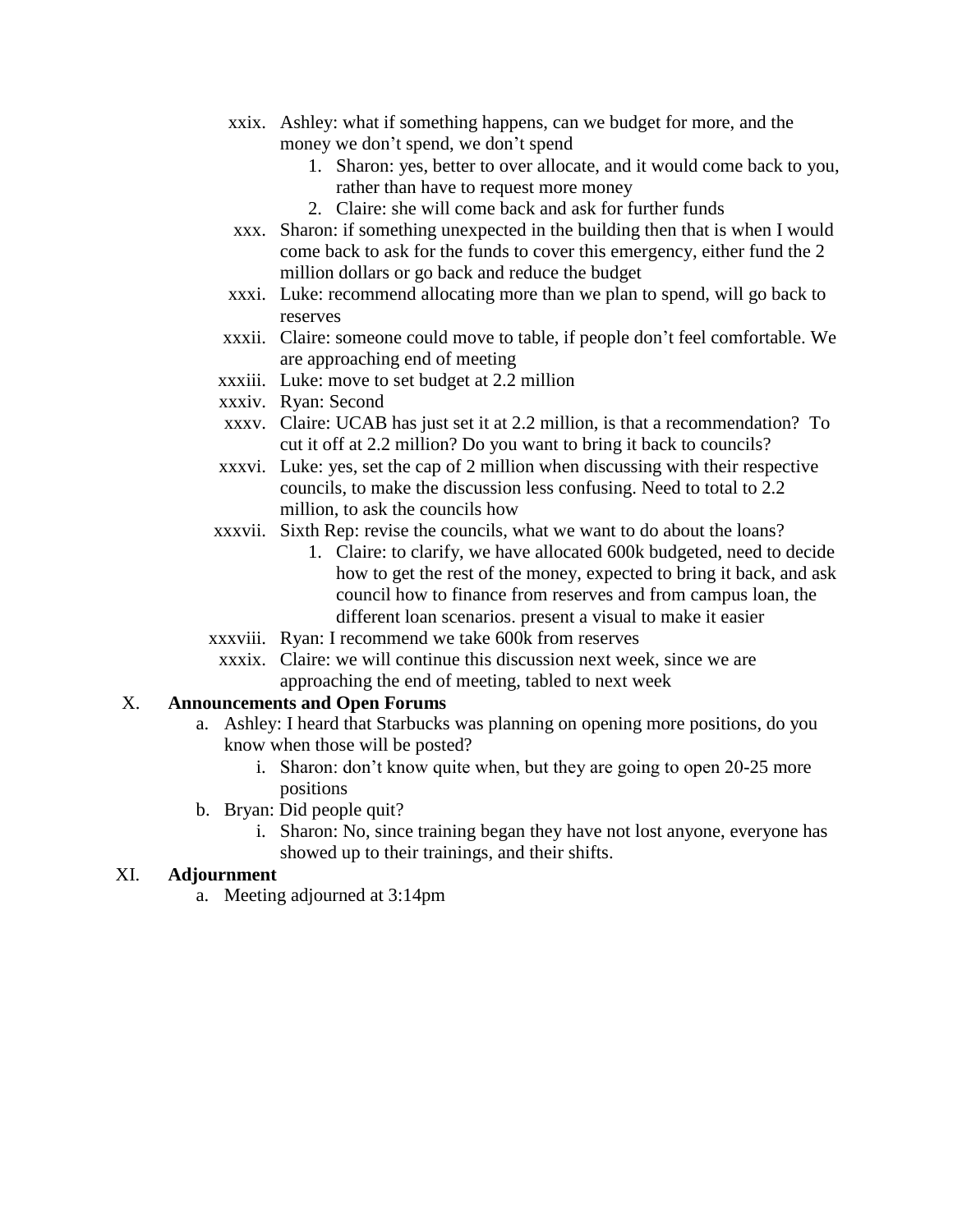xxix. Ashley: what if something happens, can we budget for more, and the money we don't spend, we don't spend
   1. Sharon: yes, better to over allocate, and it would come back to you, rather than have to request more money
   2. Claire: she will come back and ask for further funds

xxx. Sharon: if something unexpected in the building then that is when I would come back to ask for the funds to cover this emergency, either fund the 2 million dollars or go back and reduce the budget

xxxi. Luke: recommend allocating more than we plan to spend, will go back to reserves

xxxii. Claire: someone could move to table, if people don't feel comfortable. We are approaching end of meeting

xxxiii. Luke: move to set budget at 2.2 million

xxxiv. Ryan: Second

xxxv. Claire: UCAB has just set it at 2.2 million, is that a recommendation? To cut it off at 2.2 million? Do you want to bring it back to councils?

xxxvi. Luke: yes, set the cap of 2 million when discussing with their respective councils, to make the discussion less confusing. Need to total to 2.2 million, to ask the councils how

xxxvii. Sixth Rep: revise the councils, what we want to do about the loans?
   1. Claire: to clarify, we have allocated 600k budgeted, need to decide how to get the rest of the money, expected to bring it back, and ask council how to finance from reserves and from campus loan, the different loan scenarios. present a visual to make it easier

xxxviii. Ryan: I recommend we take 600k from reserves

xxxix. Claire: we will continue this discussion next week, since we are approaching the end of meeting, tabled to next week

## X. Announcements and Open Forums

a. Ashley: I heard that Starbucks was planning on opening more positions, do you know when those will be posted?
   i. Sharon: don't know quite when, but they are going to open 20-25 more positions

b. Bryan: Did people quit?
   i. Sharon: No, since training began they have not lost anyone, everyone has showed up to their trainings, and their shifts.

## XI. Adjournment

a. Meeting adjourned at 3:14pm